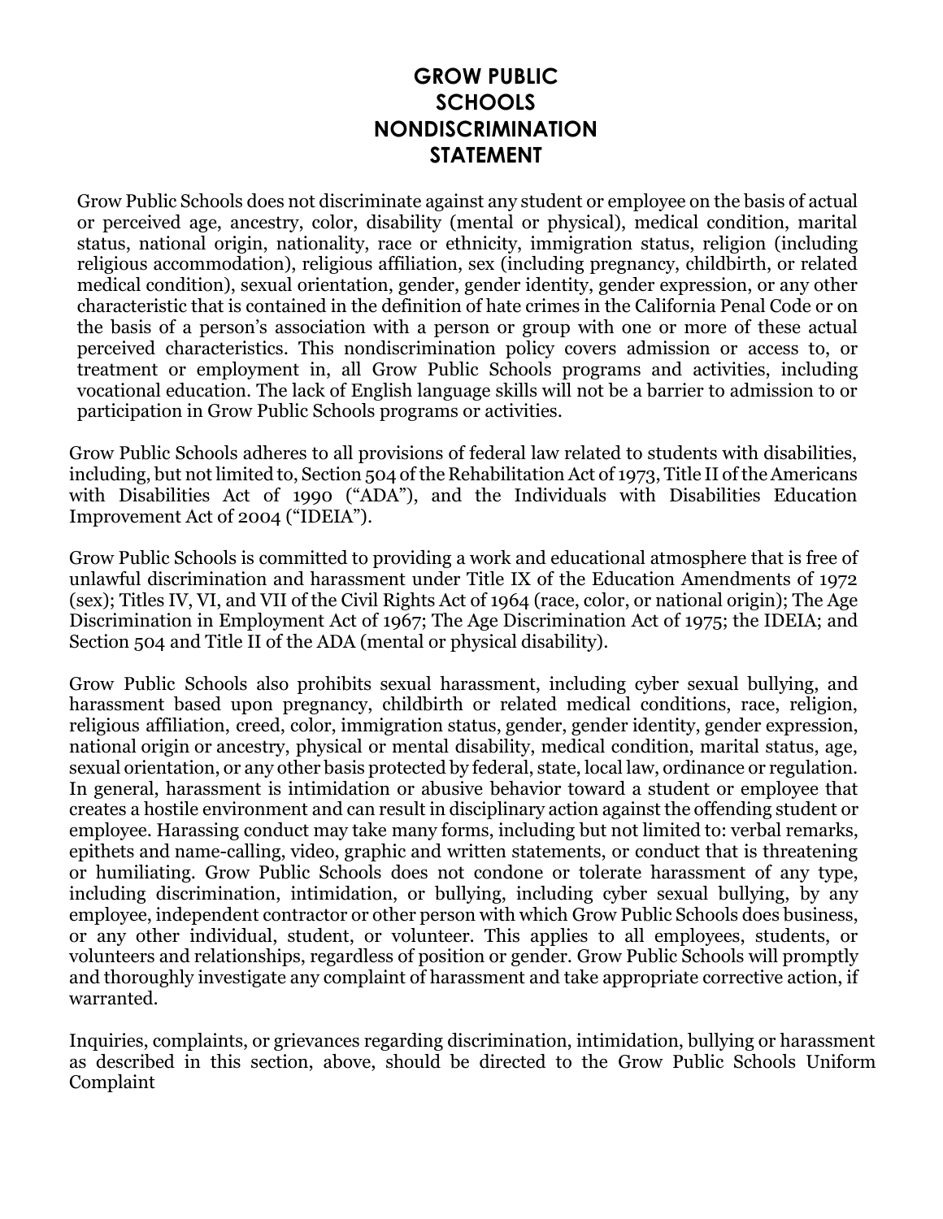# GROW PUBLIC SCHOOLS NONDISCRIMINATION STATEMENT

Grow Public Schools does not discriminate against any student or employee on the basis of actual or perceived age, ancestry, color, disability (mental or physical), medical condition, marital status, national origin, nationality, race or ethnicity, immigration status, religion (including religious accommodation), religious affiliation, sex (including pregnancy, childbirth, or related medical condition), sexual orientation, gender, gender identity, gender expression, or any other characteristic that is contained in the definition of hate crimes in the California Penal Code or on the basis of a person's association with a person or group with one or more of these actual perceived characteristics. This nondiscrimination policy covers admission or access to, or treatment or employment in, all Grow Public Schools programs and activities, including vocational education. The lack of English language skills will not be a barrier to admission to or participation in Grow Public Schools programs or activities.

Grow Public Schools adheres to all provisions of federal law related to students with disabilities, including, but not limited to, Section 504 of the Rehabilitation Act of 1973, Title II of the Americans with Disabilities Act of 1990 ("ADA"), and the Individuals with Disabilities Education Improvement Act of 2004 ("IDEIA").

Grow Public Schools is committed to providing a work and educational atmosphere that is free of unlawful discrimination and harassment under Title IX of the Education Amendments of 1972 (sex); Titles IV, VI, and VII of the Civil Rights Act of 1964 (race, color, or national origin); The Age Discrimination in Employment Act of 1967; The Age Discrimination Act of 1975; the IDEIA; and Section 504 and Title II of the ADA (mental or physical disability).

Grow Public Schools also prohibits sexual harassment, including cyber sexual bullying, and harassment based upon pregnancy, childbirth or related medical conditions, race, religion, religious affiliation, creed, color, immigration status, gender, gender identity, gender expression, national origin or ancestry, physical or mental disability, medical condition, marital status, age, sexual orientation, or any other basis protected by federal, state, local law, ordinance or regulation. In general, harassment is intimidation or abusive behavior toward a student or employee that creates a hostile environment and can result in disciplinary action against the offending student or employee. Harassing conduct may take many forms, including but not limited to: verbal remarks, epithets and name-calling, video, graphic and written statements, or conduct that is threatening or humiliating. Grow Public Schools does not condone or tolerate harassment of any type, including discrimination, intimidation, or bullying, including cyber sexual bullying, by any employee, independent contractor or other person with which Grow Public Schools does business, or any other individual, student, or volunteer. This applies to all employees, students, or volunteers and relationships, regardless of position or gender. Grow Public Schools will promptly and thoroughly investigate any complaint of harassment and take appropriate corrective action, if warranted.

Inquiries, complaints, or grievances regarding discrimination, intimidation, bullying or harassment as described in this section, above, should be directed to the Grow Public Schools Uniform Complaint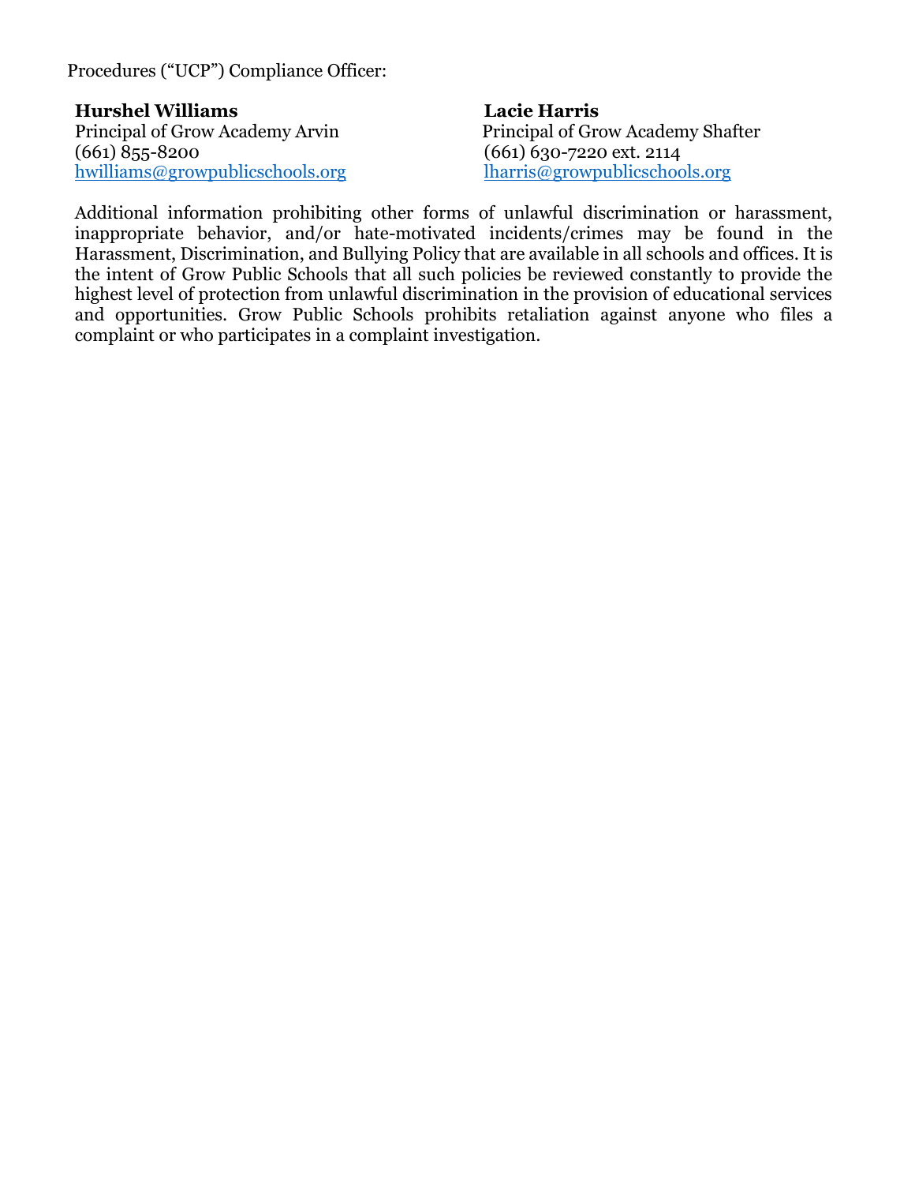Procedures ("UCP") Compliance Officer:

**Hurshel Williams**
Principal of Grow Academy Arvin
(661) 855-8200
hwilliams@growpublicschools.org

**Lacie Harris**
Principal of Grow Academy Shafter
(661) 630-7220 ext. 2114
lharris@growpublicschools.org

Additional information prohibiting other forms of unlawful discrimination or harassment, inappropriate behavior, and/or hate-motivated incidents/crimes may be found in the Harassment, Discrimination, and Bullying Policy that are available in all schools and offices. It is the intent of Grow Public Schools that all such policies be reviewed constantly to provide the highest level of protection from unlawful discrimination in the provision of educational services and opportunities. Grow Public Schools prohibits retaliation against anyone who files a complaint or who participates in a complaint investigation.